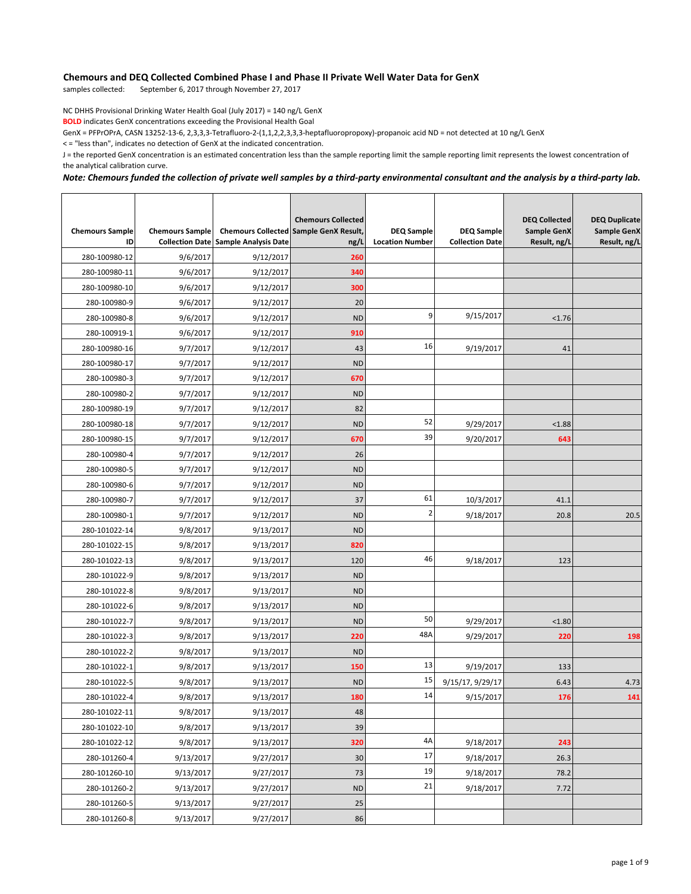## Chemours and DEQ Collected Combined Phase I and Phase II Private Well Water Data for GenX

samples collected: September 6, 2017 through November 27, 2017

NC DHHS Provisional Drinking Water Health Goal (July 2017) = 140 ng/L GenX

**BOLD** indicates GenX concentrations exceeding the Provisional Health Goal

GenX = PFPrOPrA, CASN 13252-13-6, 2,3,3,3-Tetrafluoro-2-(1,1,2,2,3,3,3-heptafluoropropoxy)-propanoic acid ND = not detected at 10 ng/L GenX

< = "less than", indicates no detection of GenX at the indicated concentration.

J = the reported GenX concentration is an estimated concentration less than the sample reporting limit the sample reporting limit represents the lowest concentration of the analytical calibration curve.

***Note: Chemours funded the collection of private well samples by a third-party environmental consultant and the analysis by a third-party lab.***

| Chemours Sample ID | Chemours Sample Collection Date | Chemours Collected Sample Analysis Date | Chemours Collected Sample GenX Result, ng/L | DEQ Sample Location Number | DEQ Sample Collection Date | DEQ Collected Sample GenX Result, ng/L | DEQ Duplicate Sample GenX Result, ng/L |
|---|---|---|---|---|---|---|---|
| 280-100980-12 | 9/6/2017 | 9/12/2017 | **260** | | | | |
| 280-100980-11 | 9/6/2017 | 9/12/2017 | **340** | | | | |
| 280-100980-10 | 9/6/2017 | 9/12/2017 | **300** | | | | |
| 280-100980-9 | 9/6/2017 | 9/12/2017 | 20 | | | | |
| 280-100980-8 | 9/6/2017 | 9/12/2017 | ND | 9 | 9/15/2017 | <1.76 | |
| 280-100919-1 | 9/6/2017 | 9/12/2017 | **910** | | | | |
| 280-100980-16 | 9/7/2017 | 9/12/2017 | 43 | 16 | 9/19/2017 | 41 | |
| 280-100980-17 | 9/7/2017 | 9/12/2017 | ND | | | | |
| 280-100980-3 | 9/7/2017 | 9/12/2017 | **670** | | | | |
| 280-100980-2 | 9/7/2017 | 9/12/2017 | ND | | | | |
| 280-100980-19 | 9/7/2017 | 9/12/2017 | 82 | | | | |
| 280-100980-18 | 9/7/2017 | 9/12/2017 | ND | 52 | 9/29/2017 | <1.88 | |
| 280-100980-15 | 9/7/2017 | 9/12/2017 | **670** | 39 | 9/20/2017 | **643** | |
| 280-100980-4 | 9/7/2017 | 9/12/2017 | 26 | | | | |
| 280-100980-5 | 9/7/2017 | 9/12/2017 | ND | | | | |
| 280-100980-6 | 9/7/2017 | 9/12/2017 | ND | | | | |
| 280-100980-7 | 9/7/2017 | 9/12/2017 | 37 | 61 | 10/3/2017 | 41.1 | |
| 280-100980-1 | 9/7/2017 | 9/12/2017 | ND | 2 | 9/18/2017 | 20.8 | 20.5 |
| 280-101022-14 | 9/8/2017 | 9/13/2017 | ND | | | | |
| 280-101022-15 | 9/8/2017 | 9/13/2017 | **820** | | | | |
| 280-101022-13 | 9/8/2017 | 9/13/2017 | 120 | 46 | 9/18/2017 | 123 | |
| 280-101022-9 | 9/8/2017 | 9/13/2017 | ND | | | | |
| 280-101022-8 | 9/8/2017 | 9/13/2017 | ND | | | | |
| 280-101022-6 | 9/8/2017 | 9/13/2017 | ND | | | | |
| 280-101022-7 | 9/8/2017 | 9/13/2017 | ND | 50 | 9/29/2017 | <1.80 | |
| 280-101022-3 | 9/8/2017 | 9/13/2017 | **220** | 48A | 9/29/2017 | **220** | **198** |
| 280-101022-2 | 9/8/2017 | 9/13/2017 | ND | | | | |
| 280-101022-1 | 9/8/2017 | 9/13/2017 | **150** | 13 | 9/19/2017 | 133 | |
| 280-101022-5 | 9/8/2017 | 9/13/2017 | ND | 15 | 9/15/17, 9/29/17 | 6.43 | 4.73 |
| 280-101022-4 | 9/8/2017 | 9/13/2017 | **180** | 14 | 9/15/2017 | **176** | **141** |
| 280-101022-11 | 9/8/2017 | 9/13/2017 | 48 | | | | |
| 280-101022-10 | 9/8/2017 | 9/13/2017 | 39 | | | | |
| 280-101022-12 | 9/8/2017 | 9/13/2017 | **320** | 4A | 9/18/2017 | **243** | |
| 280-101260-4 | 9/13/2017 | 9/27/2017 | 30 | 17 | 9/18/2017 | 26.3 | |
| 280-101260-10 | 9/13/2017 | 9/27/2017 | 73 | 19 | 9/18/2017 | 78.2 | |
| 280-101260-2 | 9/13/2017 | 9/27/2017 | ND | 21 | 9/18/2017 | 7.72 | |
| 280-101260-5 | 9/13/2017 | 9/27/2017 | 25 | | | | |
| 280-101260-8 | 9/13/2017 | 9/27/2017 | 86 | | | | |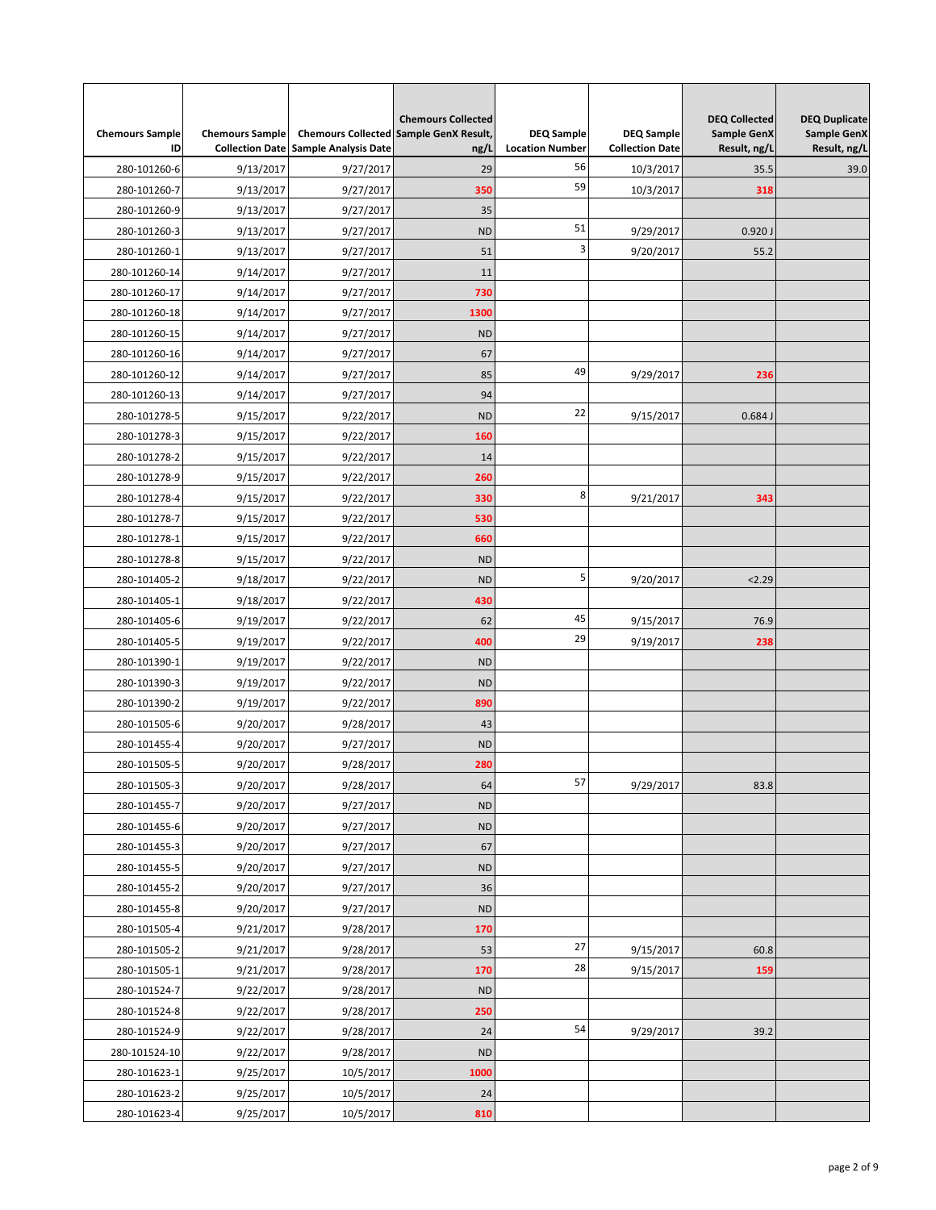| Chemours Sample ID | Chemours Sample Collection Date | Chemours Collected Sample Analysis Date | Chemours Collected Sample GenX Result, ng/L | DEQ Sample Location Number | DEQ Sample Collection Date | DEQ Collected Sample GenX Result, ng/L | DEQ Duplicate Sample GenX Result, ng/L |
|---|---|---|---|---|---|---|---|
| 280-101260-6 | 9/13/2017 | 9/27/2017 | 29 | 56 | 10/3/2017 | 35.5 | 39.0 |
| 280-101260-7 | 9/13/2017 | 9/27/2017 | **350** | 59 | 10/3/2017 | **318** | |
| 280-101260-9 | 9/13/2017 | 9/27/2017 | 35 | | | | |
| 280-101260-3 | 9/13/2017 | 9/27/2017 | ND | 51 | 9/29/2017 | 0.920 J | |
| 280-101260-1 | 9/13/2017 | 9/27/2017 | 51 | 3 | 9/20/2017 | 55.2 | |
| 280-101260-14 | 9/14/2017 | 9/27/2017 | 11 | | | | |
| 280-101260-17 | 9/14/2017 | 9/27/2017 | **730** | | | | |
| 280-101260-18 | 9/14/2017 | 9/27/2017 | **1300** | | | | |
| 280-101260-15 | 9/14/2017 | 9/27/2017 | ND | | | | |
| 280-101260-16 | 9/14/2017 | 9/27/2017 | 67 | | | | |
| 280-101260-12 | 9/14/2017 | 9/27/2017 | 85 | 49 | 9/29/2017 | **236** | |
| 280-101260-13 | 9/14/2017 | 9/27/2017 | 94 | | | | |
| 280-101278-5 | 9/15/2017 | 9/22/2017 | ND | 22 | 9/15/2017 | 0.684 J | |
| 280-101278-3 | 9/15/2017 | 9/22/2017 | **160** | | | | |
| 280-101278-2 | 9/15/2017 | 9/22/2017 | 14 | | | | |
| 280-101278-9 | 9/15/2017 | 9/22/2017 | **260** | | | | |
| 280-101278-4 | 9/15/2017 | 9/22/2017 | **330** | 8 | 9/21/2017 | **343** | |
| 280-101278-7 | 9/15/2017 | 9/22/2017 | **530** | | | | |
| 280-101278-1 | 9/15/2017 | 9/22/2017 | **660** | | | | |
| 280-101278-8 | 9/15/2017 | 9/22/2017 | ND | | | | |
| 280-101405-2 | 9/18/2017 | 9/22/2017 | ND | 5 | 9/20/2017 | <2.29 | |
| 280-101405-1 | 9/18/2017 | 9/22/2017 | **430** | | | | |
| 280-101405-6 | 9/19/2017 | 9/22/2017 | 62 | 45 | 9/15/2017 | 76.9 | |
| 280-101405-5 | 9/19/2017 | 9/22/2017 | **400** | 29 | 9/19/2017 | **238** | |
| 280-101390-1 | 9/19/2017 | 9/22/2017 | ND | | | | |
| 280-101390-3 | 9/19/2017 | 9/22/2017 | ND | | | | |
| 280-101390-2 | 9/19/2017 | 9/22/2017 | **890** | | | | |
| 280-101505-6 | 9/20/2017 | 9/28/2017 | 43 | | | | |
| 280-101455-4 | 9/20/2017 | 9/27/2017 | ND | | | | |
| 280-101505-5 | 9/20/2017 | 9/28/2017 | **280** | | | | |
| 280-101505-3 | 9/20/2017 | 9/28/2017 | 64 | 57 | 9/29/2017 | 83.8 | |
| 280-101455-7 | 9/20/2017 | 9/27/2017 | ND | | | | |
| 280-101455-6 | 9/20/2017 | 9/27/2017 | ND | | | | |
| 280-101455-3 | 9/20/2017 | 9/27/2017 | 67 | | | | |
| 280-101455-5 | 9/20/2017 | 9/27/2017 | ND | | | | |
| 280-101455-2 | 9/20/2017 | 9/27/2017 | 36 | | | | |
| 280-101455-8 | 9/20/2017 | 9/27/2017 | ND | | | | |
| 280-101505-4 | 9/21/2017 | 9/28/2017 | **170** | | | | |
| 280-101505-2 | 9/21/2017 | 9/28/2017 | 53 | 27 | 9/15/2017 | 60.8 | |
| 280-101505-1 | 9/21/2017 | 9/28/2017 | **170** | 28 | 9/15/2017 | **159** | |
| 280-101524-7 | 9/22/2017 | 9/28/2017 | ND | | | | |
| 280-101524-8 | 9/22/2017 | 9/28/2017 | **250** | | | | |
| 280-101524-9 | 9/22/2017 | 9/28/2017 | 24 | 54 | 9/29/2017 | 39.2 | |
| 280-101524-10 | 9/22/2017 | 9/28/2017 | ND | | | | |
| 280-101623-1 | 9/25/2017 | 10/5/2017 | **1000** | | | | |
| 280-101623-2 | 9/25/2017 | 10/5/2017 | 24 | | | | |
| 280-101623-4 | 9/25/2017 | 10/5/2017 | **810** | | | | |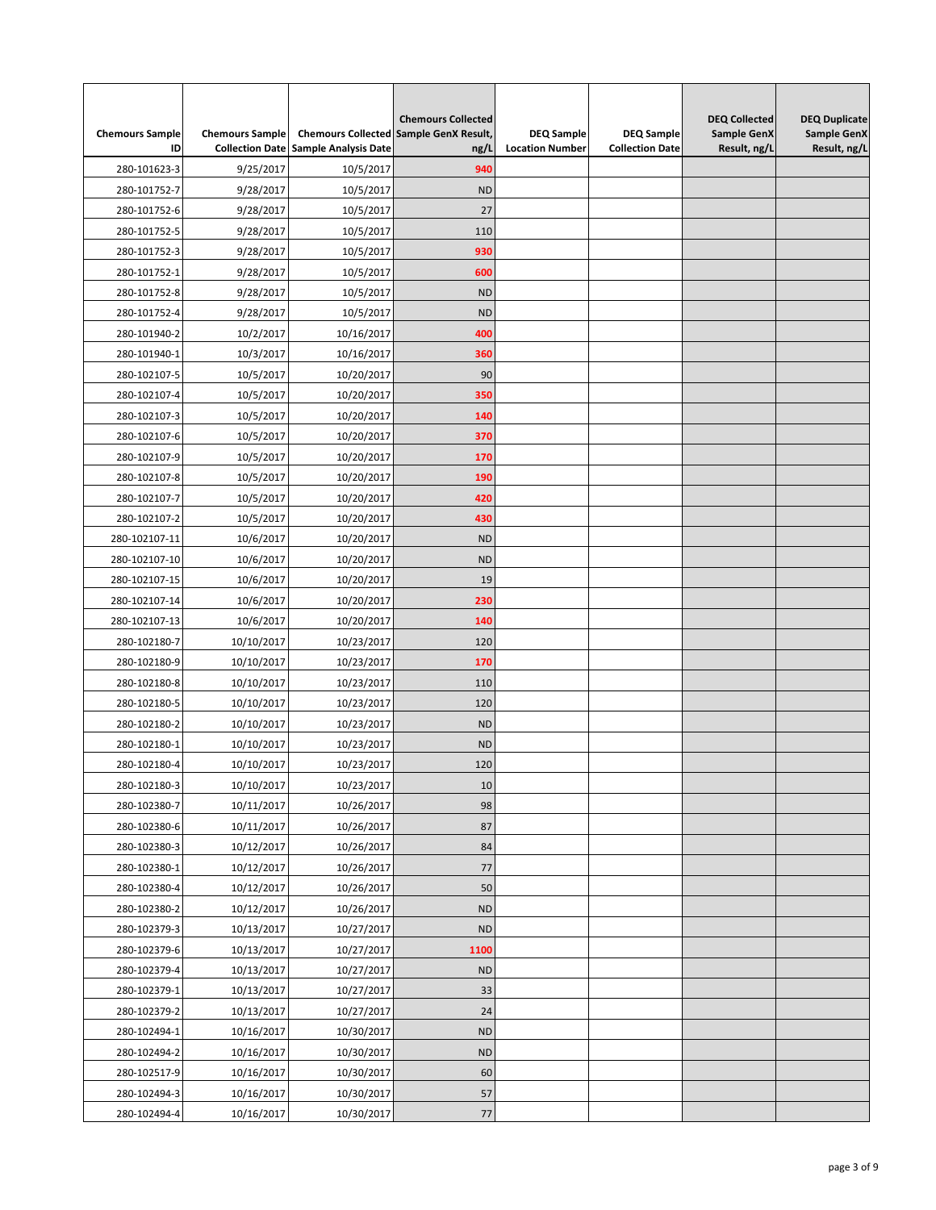| Chemours Sample ID | Chemours Sample Collection Date | Chemours Collected Sample Analysis Date | Chemours Collected Sample GenX Result, ng/L | DEQ Sample Location Number | DEQ Sample Collection Date | DEQ Collected Sample GenX Result, ng/L | DEQ Duplicate Sample GenX Result, ng/L |
|---|---|---|---|---|---|---|---|
| 280-101623-3 | 9/25/2017 | 10/5/2017 | **940** | | | | |
| 280-101752-7 | 9/28/2017 | 10/5/2017 | ND | | | | |
| 280-101752-6 | 9/28/2017 | 10/5/2017 | 27 | | | | |
| 280-101752-5 | 9/28/2017 | 10/5/2017 | 110 | | | | |
| 280-101752-3 | 9/28/2017 | 10/5/2017 | **930** | | | | |
| 280-101752-1 | 9/28/2017 | 10/5/2017 | **600** | | | | |
| 280-101752-8 | 9/28/2017 | 10/5/2017 | ND | | | | |
| 280-101752-4 | 9/28/2017 | 10/5/2017 | ND | | | | |
| 280-101940-2 | 10/2/2017 | 10/16/2017 | **400** | | | | |
| 280-101940-1 | 10/3/2017 | 10/16/2017 | **360** | | | | |
| 280-102107-5 | 10/5/2017 | 10/20/2017 | 90 | | | | |
| 280-102107-4 | 10/5/2017 | 10/20/2017 | **350** | | | | |
| 280-102107-3 | 10/5/2017 | 10/20/2017 | **140** | | | | |
| 280-102107-6 | 10/5/2017 | 10/20/2017 | **370** | | | | |
| 280-102107-9 | 10/5/2017 | 10/20/2017 | **170** | | | | |
| 280-102107-8 | 10/5/2017 | 10/20/2017 | **190** | | | | |
| 280-102107-7 | 10/5/2017 | 10/20/2017 | **420** | | | | |
| 280-102107-2 | 10/5/2017 | 10/20/2017 | **430** | | | | |
| 280-102107-11 | 10/6/2017 | 10/20/2017 | ND | | | | |
| 280-102107-10 | 10/6/2017 | 10/20/2017 | ND | | | | |
| 280-102107-15 | 10/6/2017 | 10/20/2017 | 19 | | | | |
| 280-102107-14 | 10/6/2017 | 10/20/2017 | **230** | | | | |
| 280-102107-13 | 10/6/2017 | 10/20/2017 | **140** | | | | |
| 280-102180-7 | 10/10/2017 | 10/23/2017 | 120 | | | | |
| 280-102180-9 | 10/10/2017 | 10/23/2017 | **170** | | | | |
| 280-102180-8 | 10/10/2017 | 10/23/2017 | 110 | | | | |
| 280-102180-5 | 10/10/2017 | 10/23/2017 | 120 | | | | |
| 280-102180-2 | 10/10/2017 | 10/23/2017 | ND | | | | |
| 280-102180-1 | 10/10/2017 | 10/23/2017 | ND | | | | |
| 280-102180-4 | 10/10/2017 | 10/23/2017 | 120 | | | | |
| 280-102180-3 | 10/10/2017 | 10/23/2017 | 10 | | | | |
| 280-102380-7 | 10/11/2017 | 10/26/2017 | 98 | | | | |
| 280-102380-6 | 10/11/2017 | 10/26/2017 | 87 | | | | |
| 280-102380-3 | 10/12/2017 | 10/26/2017 | 84 | | | | |
| 280-102380-1 | 10/12/2017 | 10/26/2017 | 77 | | | | |
| 280-102380-4 | 10/12/2017 | 10/26/2017 | 50 | | | | |
| 280-102380-2 | 10/12/2017 | 10/26/2017 | ND | | | | |
| 280-102379-3 | 10/13/2017 | 10/27/2017 | ND | | | | |
| 280-102379-6 | 10/13/2017 | 10/27/2017 | **1100** | | | | |
| 280-102379-4 | 10/13/2017 | 10/27/2017 | ND | | | | |
| 280-102379-1 | 10/13/2017 | 10/27/2017 | 33 | | | | |
| 280-102379-2 | 10/13/2017 | 10/27/2017 | 24 | | | | |
| 280-102494-1 | 10/16/2017 | 10/30/2017 | ND | | | | |
| 280-102494-2 | 10/16/2017 | 10/30/2017 | ND | | | | |
| 280-102517-9 | 10/16/2017 | 10/30/2017 | 60 | | | | |
| 280-102494-3 | 10/16/2017 | 10/30/2017 | 57 | | | | |
| 280-102494-4 | 10/16/2017 | 10/30/2017 | 77 | | | | |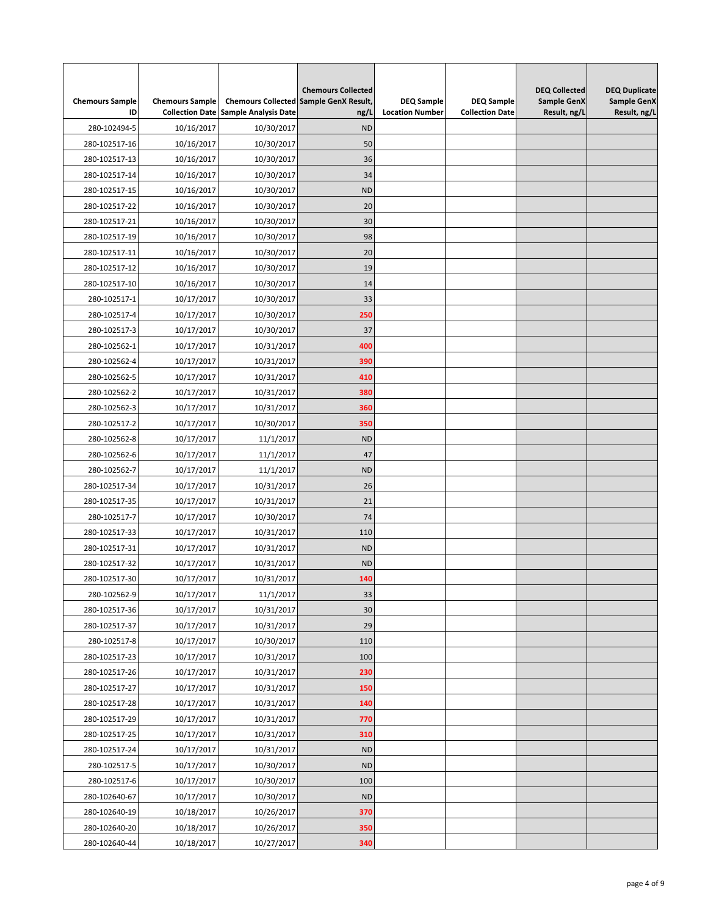| Chemours Sample ID | Chemours Sample Collection Date | Chemours Collected Sample Analysis Date | Chemours Collected Sample GenX Result, ng/L | DEQ Sample Location Number | DEQ Sample Collection Date | DEQ Collected Sample GenX Result, ng/L | DEQ Duplicate Sample GenX Result, ng/L |
|---|---|---|---|---|---|---|---|
| 280-102494-5 | 10/16/2017 | 10/30/2017 | ND | | | | |
| 280-102517-16 | 10/16/2017 | 10/30/2017 | 50 | | | | |
| 280-102517-13 | 10/16/2017 | 10/30/2017 | 36 | | | | |
| 280-102517-14 | 10/16/2017 | 10/30/2017 | 34 | | | | |
| 280-102517-15 | 10/16/2017 | 10/30/2017 | ND | | | | |
| 280-102517-22 | 10/16/2017 | 10/30/2017 | 20 | | | | |
| 280-102517-21 | 10/16/2017 | 10/30/2017 | 30 | | | | |
| 280-102517-19 | 10/16/2017 | 10/30/2017 | 98 | | | | |
| 280-102517-11 | 10/16/2017 | 10/30/2017 | 20 | | | | |
| 280-102517-12 | 10/16/2017 | 10/30/2017 | 19 | | | | |
| 280-102517-10 | 10/16/2017 | 10/30/2017 | 14 | | | | |
| 280-102517-1 | 10/17/2017 | 10/30/2017 | 33 | | | | |
| 280-102517-4 | 10/17/2017 | 10/30/2017 | **250** | | | | |
| 280-102517-3 | 10/17/2017 | 10/30/2017 | 37 | | | | |
| 280-102562-1 | 10/17/2017 | 10/31/2017 | **400** | | | | |
| 280-102562-4 | 10/17/2017 | 10/31/2017 | **390** | | | | |
| 280-102562-5 | 10/17/2017 | 10/31/2017 | **410** | | | | |
| 280-102562-2 | 10/17/2017 | 10/31/2017 | **380** | | | | |
| 280-102562-3 | 10/17/2017 | 10/31/2017 | **360** | | | | |
| 280-102517-2 | 10/17/2017 | 10/30/2017 | **350** | | | | |
| 280-102562-8 | 10/17/2017 | 11/1/2017 | ND | | | | |
| 280-102562-6 | 10/17/2017 | 11/1/2017 | 47 | | | | |
| 280-102562-7 | 10/17/2017 | 11/1/2017 | ND | | | | |
| 280-102517-34 | 10/17/2017 | 10/31/2017 | 26 | | | | |
| 280-102517-35 | 10/17/2017 | 10/31/2017 | 21 | | | | |
| 280-102517-7 | 10/17/2017 | 10/30/2017 | 74 | | | | |
| 280-102517-33 | 10/17/2017 | 10/31/2017 | 110 | | | | |
| 280-102517-31 | 10/17/2017 | 10/31/2017 | ND | | | | |
| 280-102517-32 | 10/17/2017 | 10/31/2017 | ND | | | | |
| 280-102517-30 | 10/17/2017 | 10/31/2017 | **140** | | | | |
| 280-102562-9 | 10/17/2017 | 11/1/2017 | 33 | | | | |
| 280-102517-36 | 10/17/2017 | 10/31/2017 | 30 | | | | |
| 280-102517-37 | 10/17/2017 | 10/31/2017 | 29 | | | | |
| 280-102517-8 | 10/17/2017 | 10/30/2017 | 110 | | | | |
| 280-102517-23 | 10/17/2017 | 10/31/2017 | 100 | | | | |
| 280-102517-26 | 10/17/2017 | 10/31/2017 | **230** | | | | |
| 280-102517-27 | 10/17/2017 | 10/31/2017 | **150** | | | | |
| 280-102517-28 | 10/17/2017 | 10/31/2017 | **140** | | | | |
| 280-102517-29 | 10/17/2017 | 10/31/2017 | **770** | | | | |
| 280-102517-25 | 10/17/2017 | 10/31/2017 | **310** | | | | |
| 280-102517-24 | 10/17/2017 | 10/31/2017 | ND | | | | |
| 280-102517-5 | 10/17/2017 | 10/30/2017 | ND | | | | |
| 280-102517-6 | 10/17/2017 | 10/30/2017 | 100 | | | | |
| 280-102640-67 | 10/17/2017 | 10/30/2017 | ND | | | | |
| 280-102640-19 | 10/18/2017 | 10/26/2017 | **370** | | | | |
| 280-102640-20 | 10/18/2017 | 10/26/2017 | **350** | | | | |
| 280-102640-44 | 10/18/2017 | 10/27/2017 | **340** | | | | |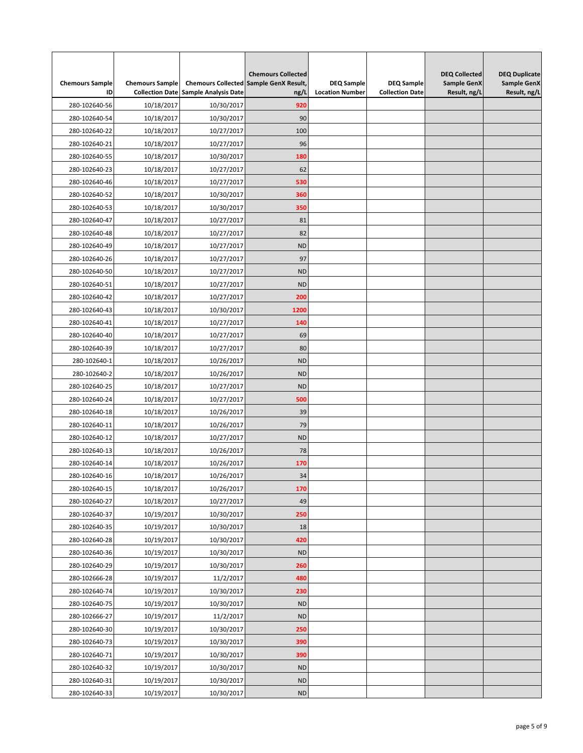| Chemours Sample ID | Chemours Sample Collection Date | Chemours Collected Sample Analysis Date | Chemours Collected Sample GenX Result, ng/L | DEQ Sample Location Number | DEQ Sample Collection Date | DEQ Collected Sample GenX Result, ng/L | DEQ Duplicate Sample GenX Result, ng/L |
|---|---|---|---|---|---|---|---|
| 280-102640-56 | 10/18/2017 | 10/30/2017 | **920** | | | | |
| 280-102640-54 | 10/18/2017 | 10/30/2017 | 90 | | | | |
| 280-102640-22 | 10/18/2017 | 10/27/2017 | 100 | | | | |
| 280-102640-21 | 10/18/2017 | 10/27/2017 | 96 | | | | |
| 280-102640-55 | 10/18/2017 | 10/30/2017 | **180** | | | | |
| 280-102640-23 | 10/18/2017 | 10/27/2017 | 62 | | | | |
| 280-102640-46 | 10/18/2017 | 10/27/2017 | **530** | | | | |
| 280-102640-52 | 10/18/2017 | 10/30/2017 | **360** | | | | |
| 280-102640-53 | 10/18/2017 | 10/30/2017 | **350** | | | | |
| 280-102640-47 | 10/18/2017 | 10/27/2017 | 81 | | | | |
| 280-102640-48 | 10/18/2017 | 10/27/2017 | 82 | | | | |
| 280-102640-49 | 10/18/2017 | 10/27/2017 | ND | | | | |
| 280-102640-26 | 10/18/2017 | 10/27/2017 | 97 | | | | |
| 280-102640-50 | 10/18/2017 | 10/27/2017 | ND | | | | |
| 280-102640-51 | 10/18/2017 | 10/27/2017 | ND | | | | |
| 280-102640-42 | 10/18/2017 | 10/27/2017 | **200** | | | | |
| 280-102640-43 | 10/18/2017 | 10/30/2017 | **1200** | | | | |
| 280-102640-41 | 10/18/2017 | 10/27/2017 | **140** | | | | |
| 280-102640-40 | 10/18/2017 | 10/27/2017 | 69 | | | | |
| 280-102640-39 | 10/18/2017 | 10/27/2017 | 80 | | | | |
| 280-102640-1 | 10/18/2017 | 10/26/2017 | ND | | | | |
| 280-102640-2 | 10/18/2017 | 10/26/2017 | ND | | | | |
| 280-102640-25 | 10/18/2017 | 10/27/2017 | ND | | | | |
| 280-102640-24 | 10/18/2017 | 10/27/2017 | **500** | | | | |
| 280-102640-18 | 10/18/2017 | 10/26/2017 | 39 | | | | |
| 280-102640-11 | 10/18/2017 | 10/26/2017 | 79 | | | | |
| 280-102640-12 | 10/18/2017 | 10/27/2017 | ND | | | | |
| 280-102640-13 | 10/18/2017 | 10/26/2017 | 78 | | | | |
| 280-102640-14 | 10/18/2017 | 10/26/2017 | **170** | | | | |
| 280-102640-16 | 10/18/2017 | 10/26/2017 | 34 | | | | |
| 280-102640-15 | 10/18/2017 | 10/26/2017 | **170** | | | | |
| 280-102640-27 | 10/18/2017 | 10/27/2017 | 49 | | | | |
| 280-102640-37 | 10/19/2017 | 10/30/2017 | **250** | | | | |
| 280-102640-35 | 10/19/2017 | 10/30/2017 | 18 | | | | |
| 280-102640-28 | 10/19/2017 | 10/30/2017 | **420** | | | | |
| 280-102640-36 | 10/19/2017 | 10/30/2017 | ND | | | | |
| 280-102640-29 | 10/19/2017 | 10/30/2017 | **260** | | | | |
| 280-102666-28 | 10/19/2017 | 11/2/2017 | **480** | | | | |
| 280-102640-74 | 10/19/2017 | 10/30/2017 | **230** | | | | |
| 280-102640-75 | 10/19/2017 | 10/30/2017 | ND | | | | |
| 280-102666-27 | 10/19/2017 | 11/2/2017 | ND | | | | |
| 280-102640-30 | 10/19/2017 | 10/30/2017 | **250** | | | | |
| 280-102640-73 | 10/19/2017 | 10/30/2017 | **390** | | | | |
| 280-102640-71 | 10/19/2017 | 10/30/2017 | **390** | | | | |
| 280-102640-32 | 10/19/2017 | 10/30/2017 | ND | | | | |
| 280-102640-31 | 10/19/2017 | 10/30/2017 | ND | | | | |
| 280-102640-33 | 10/19/2017 | 10/30/2017 | ND | | | | |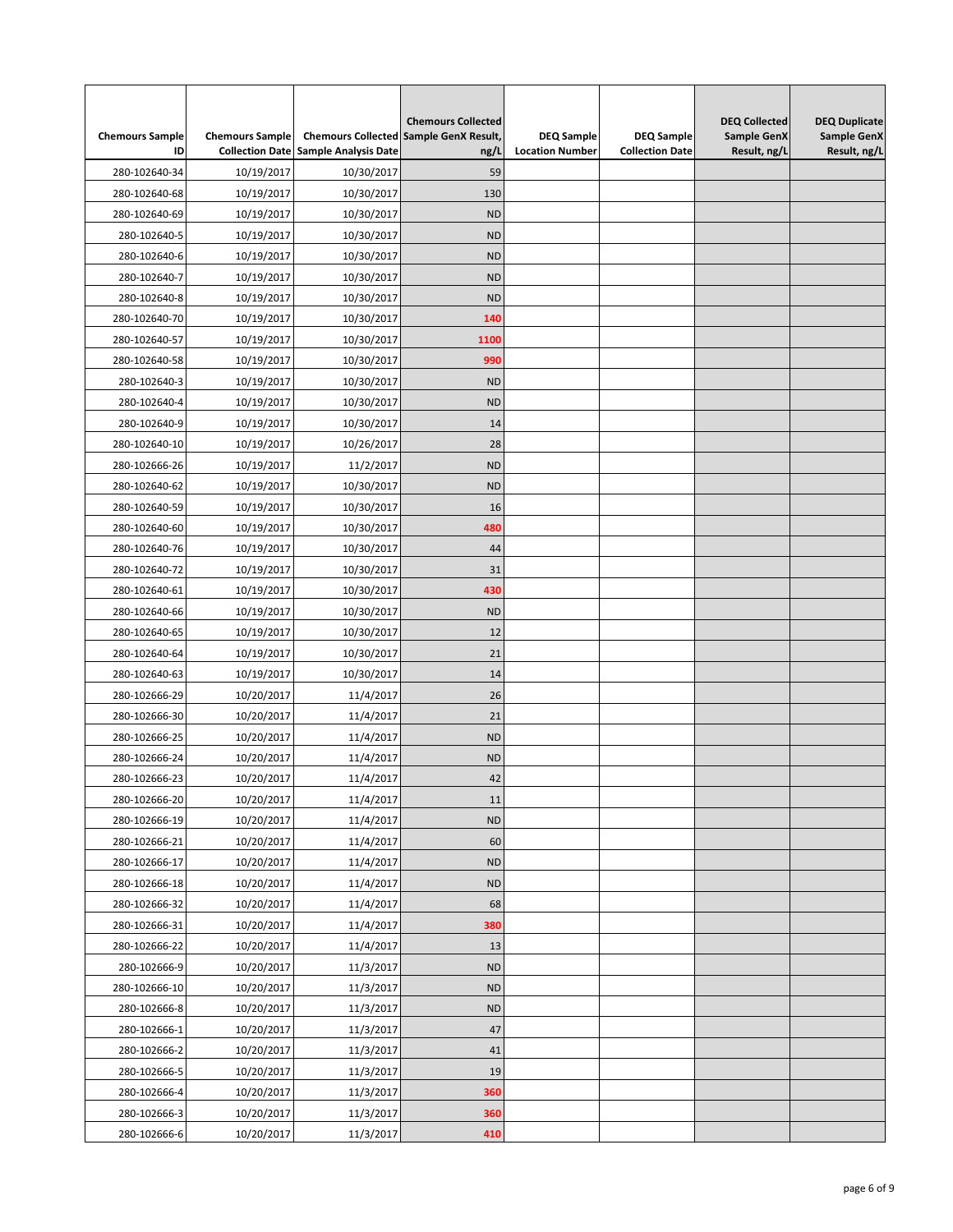| Chemours Sample ID | Chemours Sample Collection Date | Chemours Collected Sample Analysis Date | Chemours Collected Sample GenX Result, ng/L | DEQ Sample Location Number | DEQ Sample Collection Date | DEQ Collected Sample GenX Result, ng/L | DEQ Duplicate Sample GenX Result, ng/L |
|---|---|---|---|---|---|---|---|
| 280-102640-34 | 10/19/2017 | 10/30/2017 | 59 | | | | |
| 280-102640-68 | 10/19/2017 | 10/30/2017 | 130 | | | | |
| 280-102640-69 | 10/19/2017 | 10/30/2017 | ND | | | | |
| 280-102640-5 | 10/19/2017 | 10/30/2017 | ND | | | | |
| 280-102640-6 | 10/19/2017 | 10/30/2017 | ND | | | | |
| 280-102640-7 | 10/19/2017 | 10/30/2017 | ND | | | | |
| 280-102640-8 | 10/19/2017 | 10/30/2017 | ND | | | | |
| 280-102640-70 | 10/19/2017 | 10/30/2017 | 140 | | | | |
| 280-102640-57 | 10/19/2017 | 10/30/2017 | 1100 | | | | |
| 280-102640-58 | 10/19/2017 | 10/30/2017 | 990 | | | | |
| 280-102640-3 | 10/19/2017 | 10/30/2017 | ND | | | | |
| 280-102640-4 | 10/19/2017 | 10/30/2017 | ND | | | | |
| 280-102640-9 | 10/19/2017 | 10/30/2017 | 14 | | | | |
| 280-102640-10 | 10/19/2017 | 10/26/2017 | 28 | | | | |
| 280-102666-26 | 10/19/2017 | 11/2/2017 | ND | | | | |
| 280-102640-62 | 10/19/2017 | 10/30/2017 | ND | | | | |
| 280-102640-59 | 10/19/2017 | 10/30/2017 | 16 | | | | |
| 280-102640-60 | 10/19/2017 | 10/30/2017 | 480 | | | | |
| 280-102640-76 | 10/19/2017 | 10/30/2017 | 44 | | | | |
| 280-102640-72 | 10/19/2017 | 10/30/2017 | 31 | | | | |
| 280-102640-61 | 10/19/2017 | 10/30/2017 | 430 | | | | |
| 280-102640-66 | 10/19/2017 | 10/30/2017 | ND | | | | |
| 280-102640-65 | 10/19/2017 | 10/30/2017 | 12 | | | | |
| 280-102640-64 | 10/19/2017 | 10/30/2017 | 21 | | | | |
| 280-102640-63 | 10/19/2017 | 10/30/2017 | 14 | | | | |
| 280-102666-29 | 10/20/2017 | 11/4/2017 | 26 | | | | |
| 280-102666-30 | 10/20/2017 | 11/4/2017 | 21 | | | | |
| 280-102666-25 | 10/20/2017 | 11/4/2017 | ND | | | | |
| 280-102666-24 | 10/20/2017 | 11/4/2017 | ND | | | | |
| 280-102666-23 | 10/20/2017 | 11/4/2017 | 42 | | | | |
| 280-102666-20 | 10/20/2017 | 11/4/2017 | 11 | | | | |
| 280-102666-19 | 10/20/2017 | 11/4/2017 | ND | | | | |
| 280-102666-21 | 10/20/2017 | 11/4/2017 | 60 | | | | |
| 280-102666-17 | 10/20/2017 | 11/4/2017 | ND | | | | |
| 280-102666-18 | 10/20/2017 | 11/4/2017 | ND | | | | |
| 280-102666-32 | 10/20/2017 | 11/4/2017 | 68 | | | | |
| 280-102666-31 | 10/20/2017 | 11/4/2017 | 380 | | | | |
| 280-102666-22 | 10/20/2017 | 11/4/2017 | 13 | | | | |
| 280-102666-9 | 10/20/2017 | 11/3/2017 | ND | | | | |
| 280-102666-10 | 10/20/2017 | 11/3/2017 | ND | | | | |
| 280-102666-8 | 10/20/2017 | 11/3/2017 | ND | | | | |
| 280-102666-1 | 10/20/2017 | 11/3/2017 | 47 | | | | |
| 280-102666-2 | 10/20/2017 | 11/3/2017 | 41 | | | | |
| 280-102666-5 | 10/20/2017 | 11/3/2017 | 19 | | | | |
| 280-102666-4 | 10/20/2017 | 11/3/2017 | 360 | | | | |
| 280-102666-3 | 10/20/2017 | 11/3/2017 | 360 | | | | |
| 280-102666-6 | 10/20/2017 | 11/3/2017 | 410 | | | | |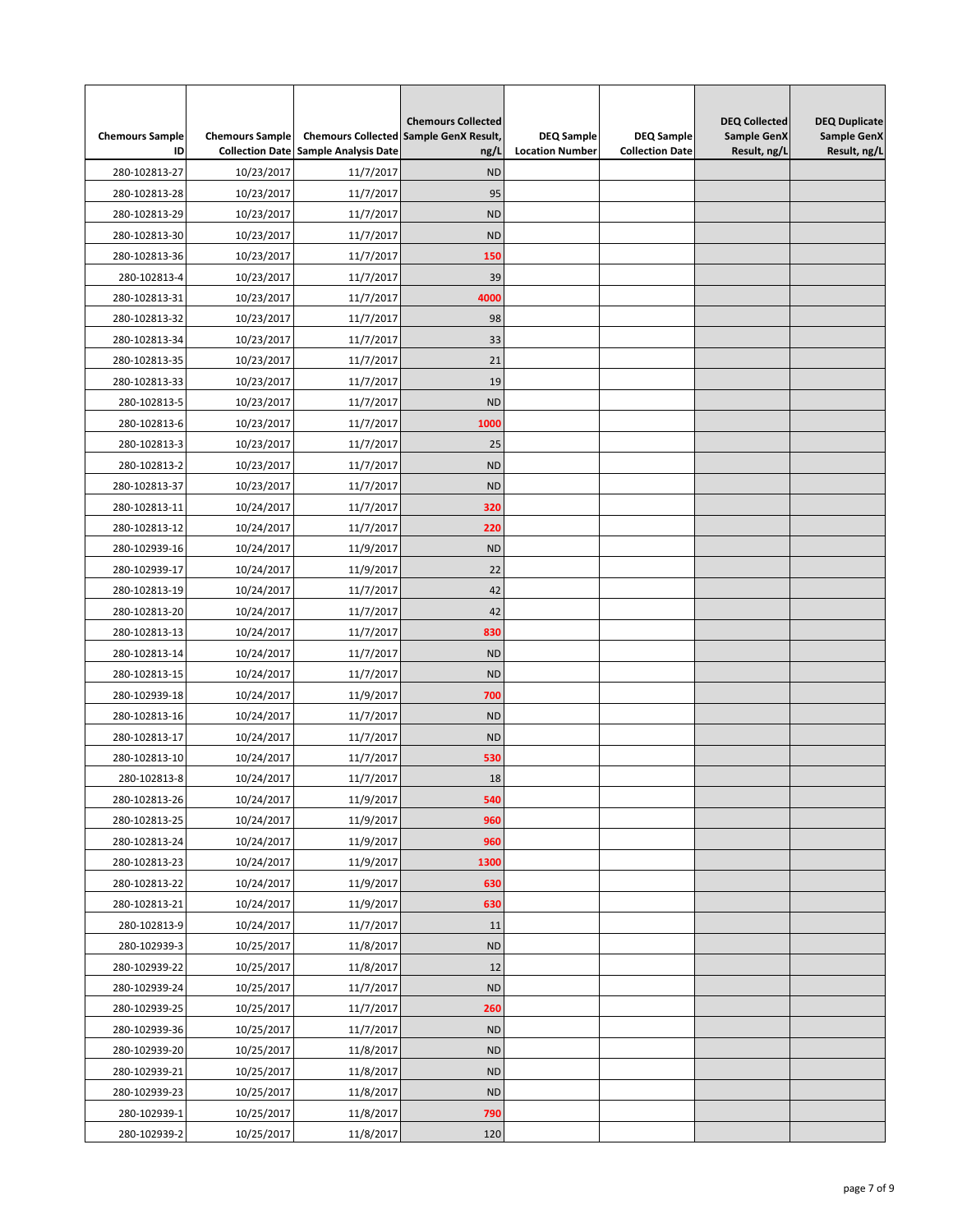| Chemours Sample ID | Chemours Sample Collection Date | Chemours Collected Sample Analysis Date | Chemours Collected Sample GenX Result, ng/L | DEQ Sample Location Number | DEQ Sample Collection Date | DEQ Collected Sample GenX Result, ng/L | DEQ Duplicate Sample GenX Result, ng/L |
|---|---|---|---|---|---|---|---|
| 280-102813-27 | 10/23/2017 | 11/7/2017 | ND | | | | |
| 280-102813-28 | 10/23/2017 | 11/7/2017 | 95 | | | | |
| 280-102813-29 | 10/23/2017 | 11/7/2017 | ND | | | | |
| 280-102813-30 | 10/23/2017 | 11/7/2017 | ND | | | | |
| 280-102813-36 | 10/23/2017 | 11/7/2017 | 150 | | | | |
| 280-102813-4 | 10/23/2017 | 11/7/2017 | 39 | | | | |
| 280-102813-31 | 10/23/2017 | 11/7/2017 | 4000 | | | | |
| 280-102813-32 | 10/23/2017 | 11/7/2017 | 98 | | | | |
| 280-102813-34 | 10/23/2017 | 11/7/2017 | 33 | | | | |
| 280-102813-35 | 10/23/2017 | 11/7/2017 | 21 | | | | |
| 280-102813-33 | 10/23/2017 | 11/7/2017 | 19 | | | | |
| 280-102813-5 | 10/23/2017 | 11/7/2017 | ND | | | | |
| 280-102813-6 | 10/23/2017 | 11/7/2017 | 1000 | | | | |
| 280-102813-3 | 10/23/2017 | 11/7/2017 | 25 | | | | |
| 280-102813-2 | 10/23/2017 | 11/7/2017 | ND | | | | |
| 280-102813-37 | 10/23/2017 | 11/7/2017 | ND | | | | |
| 280-102813-11 | 10/24/2017 | 11/7/2017 | 320 | | | | |
| 280-102813-12 | 10/24/2017 | 11/7/2017 | 220 | | | | |
| 280-102939-16 | 10/24/2017 | 11/9/2017 | ND | | | | |
| 280-102939-17 | 10/24/2017 | 11/9/2017 | 22 | | | | |
| 280-102813-19 | 10/24/2017 | 11/7/2017 | 42 | | | | |
| 280-102813-20 | 10/24/2017 | 11/7/2017 | 42 | | | | |
| 280-102813-13 | 10/24/2017 | 11/7/2017 | 830 | | | | |
| 280-102813-14 | 10/24/2017 | 11/7/2017 | ND | | | | |
| 280-102813-15 | 10/24/2017 | 11/7/2017 | ND | | | | |
| 280-102939-18 | 10/24/2017 | 11/9/2017 | 700 | | | | |
| 280-102813-16 | 10/24/2017 | 11/7/2017 | ND | | | | |
| 280-102813-17 | 10/24/2017 | 11/7/2017 | ND | | | | |
| 280-102813-10 | 10/24/2017 | 11/7/2017 | 530 | | | | |
| 280-102813-8 | 10/24/2017 | 11/7/2017 | 18 | | | | |
| 280-102813-26 | 10/24/2017 | 11/9/2017 | 540 | | | | |
| 280-102813-25 | 10/24/2017 | 11/9/2017 | 960 | | | | |
| 280-102813-24 | 10/24/2017 | 11/9/2017 | 960 | | | | |
| 280-102813-23 | 10/24/2017 | 11/9/2017 | 1300 | | | | |
| 280-102813-22 | 10/24/2017 | 11/9/2017 | 630 | | | | |
| 280-102813-21 | 10/24/2017 | 11/9/2017 | 630 | | | | |
| 280-102813-9 | 10/24/2017 | 11/7/2017 | 11 | | | | |
| 280-102939-3 | 10/25/2017 | 11/8/2017 | ND | | | | |
| 280-102939-22 | 10/25/2017 | 11/8/2017 | 12 | | | | |
| 280-102939-24 | 10/25/2017 | 11/7/2017 | ND | | | | |
| 280-102939-25 | 10/25/2017 | 11/7/2017 | 260 | | | | |
| 280-102939-36 | 10/25/2017 | 11/7/2017 | ND | | | | |
| 280-102939-20 | 10/25/2017 | 11/8/2017 | ND | | | | |
| 280-102939-21 | 10/25/2017 | 11/8/2017 | ND | | | | |
| 280-102939-23 | 10/25/2017 | 11/8/2017 | ND | | | | |
| 280-102939-1 | 10/25/2017 | 11/8/2017 | 790 | | | | |
| 280-102939-2 | 10/25/2017 | 11/8/2017 | 120 | | | | |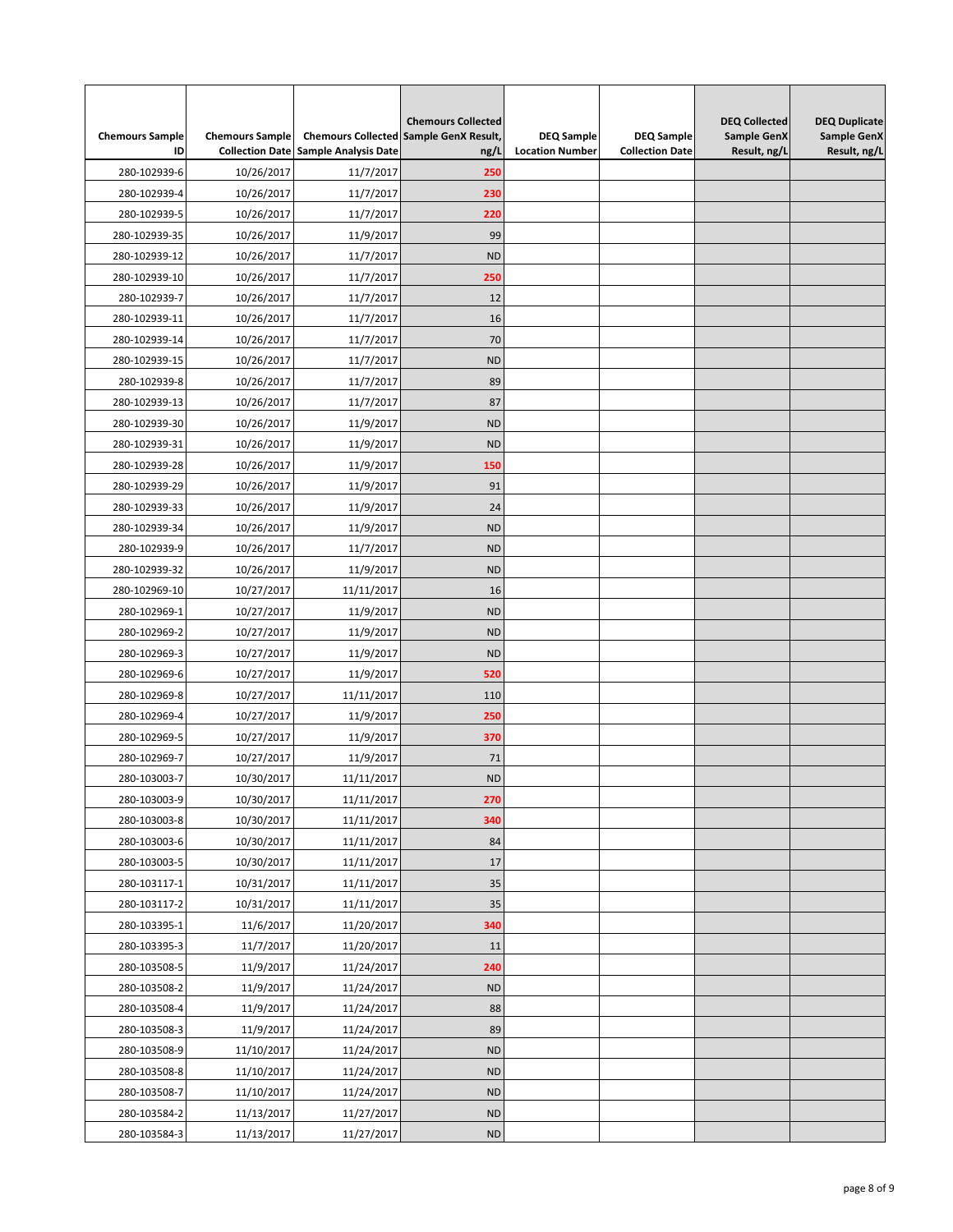| Chemours Sample ID | Chemours Sample Collection Date | Chemours Collected Sample Analysis Date | Chemours Collected Sample GenX Result, ng/L | DEQ Sample Location Number | DEQ Sample Collection Date | DEQ Collected Sample GenX Result, ng/L | DEQ Duplicate Sample GenX Result, ng/L |
|---|---|---|---|---|---|---|---|
| 280-102939-6 | 10/26/2017 | 11/7/2017 | **250** | | | | |
| 280-102939-4 | 10/26/2017 | 11/7/2017 | **230** | | | | |
| 280-102939-5 | 10/26/2017 | 11/7/2017 | **220** | | | | |
| 280-102939-35 | 10/26/2017 | 11/9/2017 | 99 | | | | |
| 280-102939-12 | 10/26/2017 | 11/7/2017 | ND | | | | |
| 280-102939-10 | 10/26/2017 | 11/7/2017 | **250** | | | | |
| 280-102939-7 | 10/26/2017 | 11/7/2017 | 12 | | | | |
| 280-102939-11 | 10/26/2017 | 11/7/2017 | 16 | | | | |
| 280-102939-14 | 10/26/2017 | 11/7/2017 | 70 | | | | |
| 280-102939-15 | 10/26/2017 | 11/7/2017 | ND | | | | |
| 280-102939-8 | 10/26/2017 | 11/7/2017 | 89 | | | | |
| 280-102939-13 | 10/26/2017 | 11/7/2017 | 87 | | | | |
| 280-102939-30 | 10/26/2017 | 11/9/2017 | ND | | | | |
| 280-102939-31 | 10/26/2017 | 11/9/2017 | ND | | | | |
| 280-102939-28 | 10/26/2017 | 11/9/2017 | **150** | | | | |
| 280-102939-29 | 10/26/2017 | 11/9/2017 | 91 | | | | |
| 280-102939-33 | 10/26/2017 | 11/9/2017 | 24 | | | | |
| 280-102939-34 | 10/26/2017 | 11/9/2017 | ND | | | | |
| 280-102939-9 | 10/26/2017 | 11/7/2017 | ND | | | | |
| 280-102939-32 | 10/26/2017 | 11/9/2017 | ND | | | | |
| 280-102969-10 | 10/27/2017 | 11/11/2017 | 16 | | | | |
| 280-102969-1 | 10/27/2017 | 11/9/2017 | ND | | | | |
| 280-102969-2 | 10/27/2017 | 11/9/2017 | ND | | | | |
| 280-102969-3 | 10/27/2017 | 11/9/2017 | ND | | | | |
| 280-102969-6 | 10/27/2017 | 11/9/2017 | **520** | | | | |
| 280-102969-8 | 10/27/2017 | 11/11/2017 | 110 | | | | |
| 280-102969-4 | 10/27/2017 | 11/9/2017 | **250** | | | | |
| 280-102969-5 | 10/27/2017 | 11/9/2017 | **370** | | | | |
| 280-102969-7 | 10/27/2017 | 11/9/2017 | 71 | | | | |
| 280-103003-7 | 10/30/2017 | 11/11/2017 | ND | | | | |
| 280-103003-9 | 10/30/2017 | 11/11/2017 | **270** | | | | |
| 280-103003-8 | 10/30/2017 | 11/11/2017 | **340** | | | | |
| 280-103003-6 | 10/30/2017 | 11/11/2017 | 84 | | | | |
| 280-103003-5 | 10/30/2017 | 11/11/2017 | 17 | | | | |
| 280-103117-1 | 10/31/2017 | 11/11/2017 | 35 | | | | |
| 280-103117-2 | 10/31/2017 | 11/11/2017 | 35 | | | | |
| 280-103395-1 | 11/6/2017 | 11/20/2017 | **340** | | | | |
| 280-103395-3 | 11/7/2017 | 11/20/2017 | 11 | | | | |
| 280-103508-5 | 11/9/2017 | 11/24/2017 | **240** | | | | |
| 280-103508-2 | 11/9/2017 | 11/24/2017 | ND | | | | |
| 280-103508-4 | 11/9/2017 | 11/24/2017 | 88 | | | | |
| 280-103508-3 | 11/9/2017 | 11/24/2017 | 89 | | | | |
| 280-103508-9 | 11/10/2017 | 11/24/2017 | ND | | | | |
| 280-103508-8 | 11/10/2017 | 11/24/2017 | ND | | | | |
| 280-103508-7 | 11/10/2017 | 11/24/2017 | ND | | | | |
| 280-103584-2 | 11/13/2017 | 11/27/2017 | ND | | | | |
| 280-103584-3 | 11/13/2017 | 11/27/2017 | ND | | | | |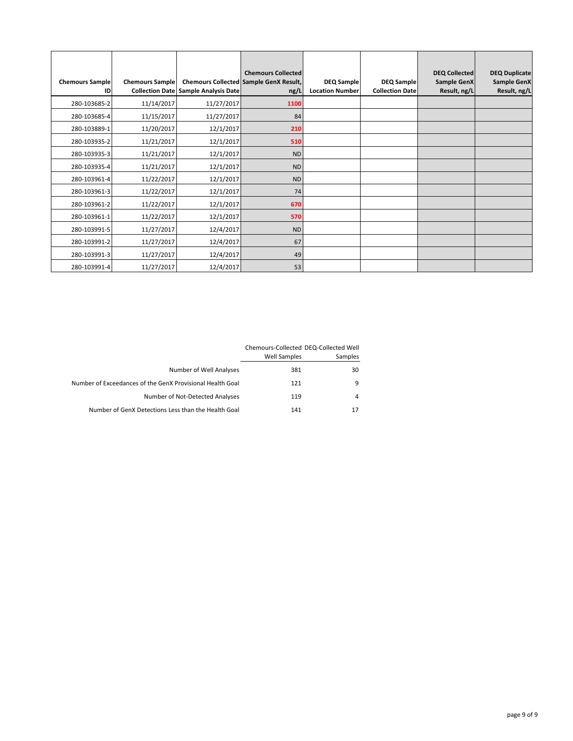| Chemours Sample ID | Chemours Sample Collection Date | Chemours Collected Sample Analysis Date | Chemours Collected Sample GenX Result, ng/L | DEQ Sample Location Number | DEQ Sample Collection Date | DEQ Collected Sample GenX Result, ng/L | DEQ Duplicate Sample GenX Result, ng/L |
|---|---|---|---|---|---|---|---|
| 280-103685-2 | 11/14/2017 | 11/27/2017 | **1100** | | | | |
| 280-103685-4 | 11/15/2017 | 11/27/2017 | 84 | | | | |
| 280-103889-1 | 11/20/2017 | 12/1/2017 | **210** | | | | |
| 280-103935-2 | 11/21/2017 | 12/1/2017 | **510** | | | | |
| 280-103935-3 | 11/21/2017 | 12/1/2017 | ND | | | | |
| 280-103935-4 | 11/21/2017 | 12/1/2017 | ND | | | | |
| 280-103961-4 | 11/22/2017 | 12/1/2017 | ND | | | | |
| 280-103961-3 | 11/22/2017 | 12/1/2017 | 74 | | | | |
| 280-103961-2 | 11/22/2017 | 12/1/2017 | **670** | | | | |
| 280-103961-1 | 11/22/2017 | 12/1/2017 | **570** | | | | |
| 280-103991-5 | 11/27/2017 | 12/4/2017 | ND | | | | |
| 280-103991-2 | 11/27/2017 | 12/4/2017 | 67 | | | | |
| 280-103991-3 | 11/27/2017 | 12/4/2017 | 49 | | | | |
| 280-103991-4 | 11/27/2017 | 12/4/2017 | 53 | | | | |

| | Chemours-Collected Well Samples | DEQ-Collected Well Samples |
|---|---|---|
| Number of Well Analyses | 381 | 30 |
| Number of Exceedances of the GenX Provisional Health Goal | 121 | 9 |
| Number of Not-Detected Analyses | 119 | 4 |
| Number of GenX Detections Less than the Health Goal | 141 | 17 |